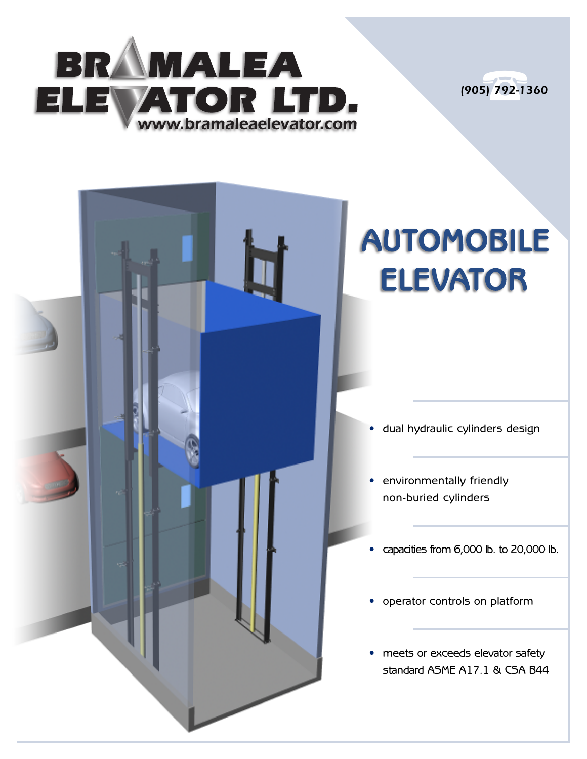# BRAMALEA ELEVATOR LTD.

www.bramaleaelevator.com

(905) 792-1360

## AUTOMOBILE ELEVATOR

- dual hydraulic cylinders design
- environmentally friendly non-buried cylinders
- capacities from 6,000 lb. to 20,000 lb.
- operator controls on platform
- meets or exceeds elevator safety standard ASME A17.1 & CSA B44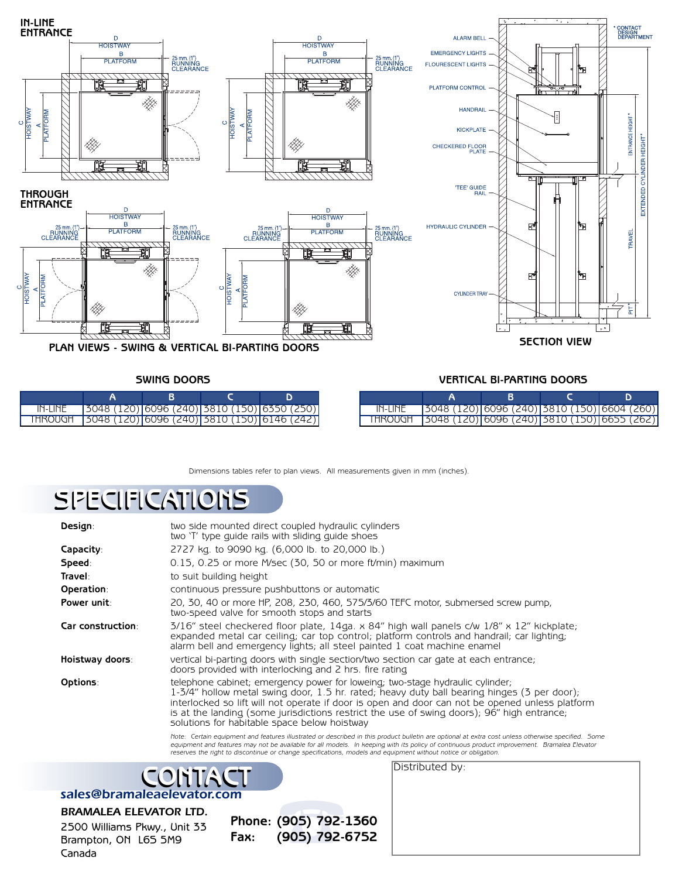## IN-LINE ENTRANCE

D HOISTWAY
B PLATFORM
25 mm. (1") RUNNING CLEARANCE
C HOISTWAY
A PLATFORM

## THROUGH ENTRANCE

D HOISTWAY
B PLATFORM
25 mm. (1") RUNNING CLEARANCE
C HOISTWAY
A PLATFORM

PLAN VIEWS - SWING & VERTICAL BI-PARTING DOORS

ALARM BELL
EMERGENCY LIGHTS
FLOURESCENT LIGHTS
PLATFORM CONTROL
HANDRAIL
KICKPLATE
CHECKERED FLOOR PLATE
'TEE' GUIDE RAIL
HYDRAULIC CYLINDER
CYLINDER TRAY
* CONTACT DESIGN DEPARTMENT
ENTRANCE HEIGHT *
EXTENDED CYLINDER HEIGHT *
TRAVEL
PIT *

SECTION VIEW

### SWING DOORS

| | A | B | C | D |
|---|---|---|---|---|
| IN-LINE | 3048 (120) | 6096 (240) | 3810 (150) | 6350 (250) |
| THROUGH | 3048 (120) | 6096 (240) | 3810 (150) | 6146 (242) |

### VERTICAL BI-PARTING DOORS

| | A | B | C | D |
|---|---|---|---|---|
| IN-LINE | 3048 (120) | 6096 (240) | 3810 (150) | 6604 (260) |
| THROUGH | 3048 (120) | 6096 (240) | 3810 (150) | 6655 (262) |

Dimensions tables refer to plan views. All measurements given in mm (inches).

# SPECIFICATIONS

**Design**: two side mounted direct coupled hydraulic cylinders
two 'T' type guide rails with sliding guide shoes

**Capacity**: 2727 kg. to 9090 kg. (6,000 lb. to 20,000 lb.)

**Speed**: 0.15, 0.25 or more M/sec (30, 50 or more ft/min) maximum

**Travel**: to suit building height

**Operation**: continuous pressure pushbuttons or automatic

**Power unit**: 20, 30, 40 or more HP, 208, 230, 460, 575/3/60 TEFC motor, submersed screw pump, two-speed valve for smooth stops and starts

**Car construction**: 3/16" steel checkered floor plate, 14ga. x 84" high wall panels c/w 1/8" x 12" kickplate; expanded metal car ceiling; car top control; platform controls and handrail; car lighting; alarm bell and emergency lights; all steel painted 1 coat machine enamel

**Hoistway doors**: vertical bi-parting doors with single section/two section car gate at each entrance; doors provided with interlocking and 2 hrs. fire rating

**Options**: telephone cabinet; emergency power for loweing; two-stage hydraulic cylinder; 1-3/4" hollow metal swing door, 1.5 hr. rated; heavy duty ball bearing hinges (3 per door); interlocked so lift will not operate if door is open and door can not be opened unless platform is at the landing (some jurisdictions restrict the use of swing doors); 96" high entrance; solutions for habitable space below hoistway

*Note: Certain equipment and features illustrated or described in this product bulletin are optional at extra cost unless otherwise specified. Some equipment and features may not be available for all models. In keeping with its policy of continuous product improvement. Bramalea Elevator reserves the right to discontinue or change specifications, models and equipment without notice or obligation.*

# CONTACT

**sales@bramaleaelevator.com**

**BRAMALEA ELEVATOR LTD.**
2500 Williams Pkwy., Unit 33
Brampton, ON L6S 5M9
Canada

**Phone: (905) 792-1360**
**Fax: (905) 792-6752**

Distributed by: